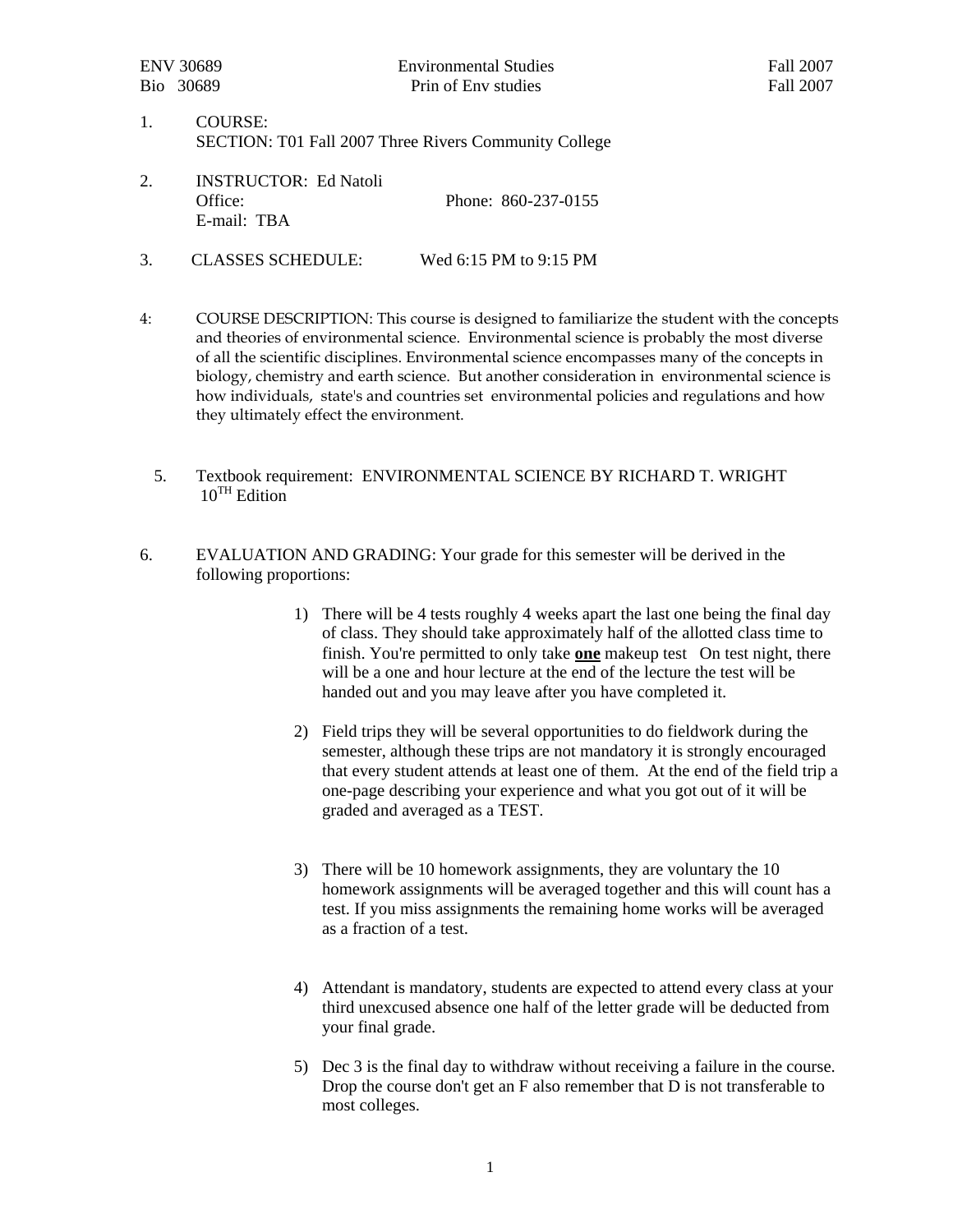ENV 30689 Environmental Studies Fall 2007
Bio 30689 Prin of Env studies Fall 2007

1. COURSE:
   SECTION: T01 Fall 2007 Three Rivers Community College

2. INSTRUCTOR: Ed Natoli
   Office: Phone: 860-237-0155
   E-mail: TBA

3. CLASSES SCHEDULE: Wed 6:15 PM to 9:15 PM

4: COURSE DESCRIPTION: This course is designed to familiarize the student with the concepts and theories of environmental science. Environmental science is probably the most diverse of all the scientific disciplines. Environmental science encompasses many of the concepts in biology, chemistry and earth science. But another consideration in environmental science is how individuals, state's and countries set environmental policies and regulations and how they ultimately effect the environment.

5. Textbook requirement: ENVIRONMENTAL SCIENCE BY RICHARD T. WRIGHT 10$^{TH}$ Edition

6. EVALUATION AND GRADING: Your grade for this semester will be derived in the following proportions:

   1) There will be 4 tests roughly 4 weeks apart the last one being the final day of class. They should take approximately half of the allotted class time to finish. You're permitted to only take **<u>one</u>** makeup test On test night, there will be a one and hour lecture at the end of the lecture the test will be handed out and you may leave after you have completed it.

   2) Field trips they will be several opportunities to do fieldwork during the semester, although these trips are not mandatory it is strongly encouraged that every student attends at least one of them. At the end of the field trip a one-page describing your experience and what you got out of it will be graded and averaged as a TEST.

   3) There will be 10 homework assignments, they are voluntary the 10 homework assignments will be averaged together and this will count has a test. If you miss assignments the remaining home works will be averaged as a fraction of a test.

   4) Attendant is mandatory, students are expected to attend every class at your third unexcused absence one half of the letter grade will be deducted from your final grade.

   5) Dec 3 is the final day to withdraw without receiving a failure in the course. Drop the course don't get an F also remember that D is not transferable to most colleges.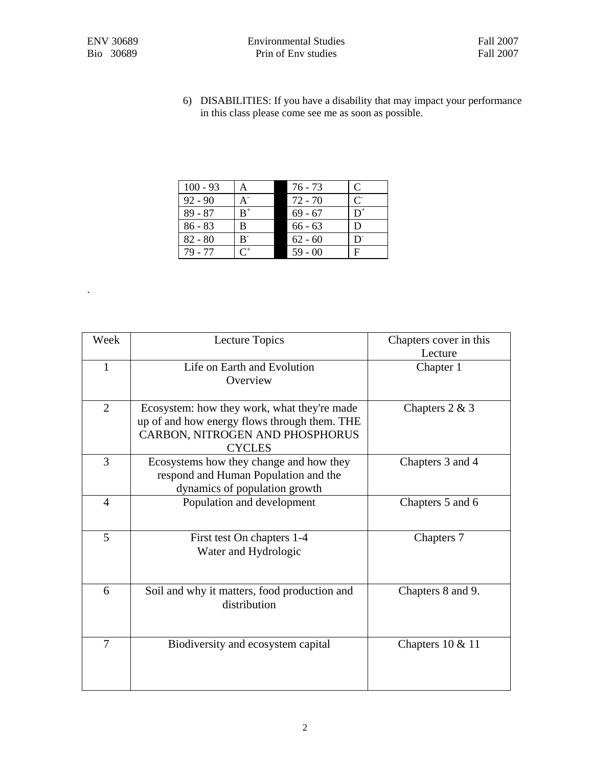6) DISABILITIES: If you have a disability that may impact your performance in this class please come see me as soon as possible.

| | | | | |
|---|---|---|---|---|
| 100 - 93 | A | | 76 - 73 | C |
| 92 - 90 | A- | | 72 - 70 | C- |
| 89 - 87 | B+ | | 69 - 67 | D+ |
| 86 - 83 | B | | 66 - 63 | D |
| 82 - 80 | B- | | 62 - 60 | D- |
| 79 - 77 | C+ | | 59 - 00 | F |

.

| Week | Lecture Topics | Chapters cover in this Lecture |
|---|---|---|
| 1 | Life on Earth and Evolution Overview | Chapter 1 |
| 2 | Ecosystem: how they work, what they're made up of and how energy flows through them. THE CARBON, NITROGEN AND PHOSPHORUS CYCLES | Chapters 2 & 3 |
| 3 | Ecosystems how they change and how they respond and Human Population and the dynamics of population growth | Chapters 3 and 4 |
| 4 | Population and development | Chapters 5 and 6 |
| 5 | First test On chapters 1-4 Water and Hydrologic | Chapters 7 |
| 6 | Soil and why it matters, food production and distribution | Chapters 8 and 9. |
| 7 | Biodiversity and ecosystem capital | Chapters 10 & 11 |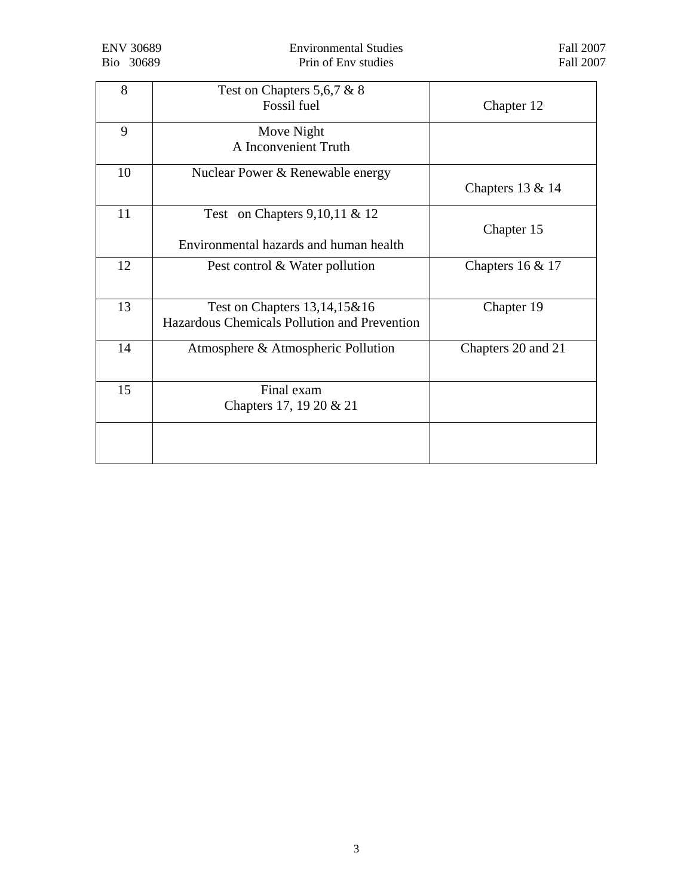| | | |
|---|---|---|
| 8 | Test on Chapters 5,6,7 & 8<br>Fossil fuel | Chapter 12 |
| 9 | Move Night<br>A Inconvenient Truth | |
| 10 | Nuclear Power & Renewable energy | Chapters 13 & 14 |
| 11 | Test on Chapters 9,10,11 & 12<br><br>Environmental hazards and human health | Chapter 15 |
| 12 | Pest control & Water pollution | Chapters 16 & 17 |
| 13 | Test on Chapters 13,14,15&16<br>Hazardous Chemicals Pollution and Prevention | Chapter 19 |
| 14 | Atmosphere & Atmospheric Pollution | Chapters 20 and 21 |
| 15 | Final exam<br>Chapters 17, 19 20 & 21 | |
| | | |